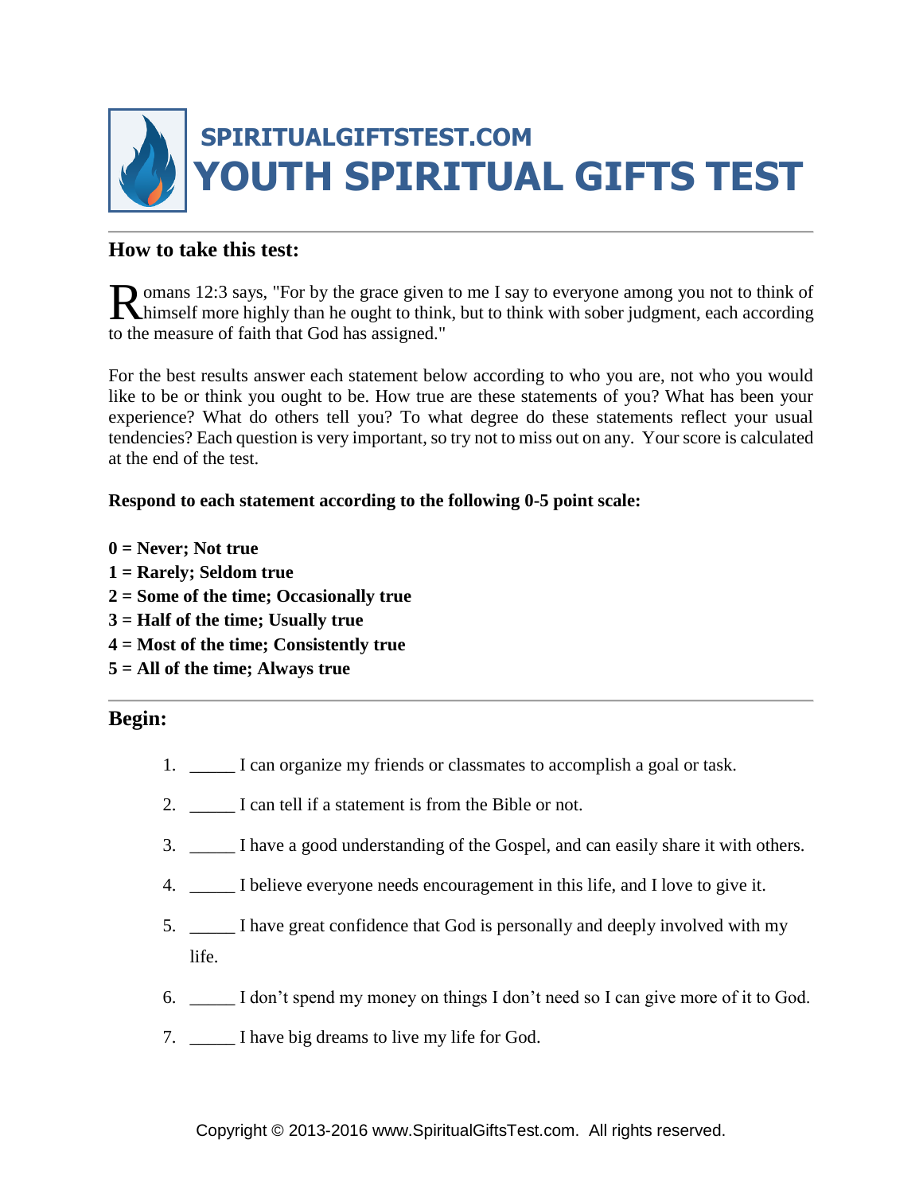# SPIRITUALGIFTSTEST.COM
# YOUTH SPIRITUAL GIFTS TEST

## How to take this test:

Romans 12:3 says, "For by the grace given to me I say to everyone among you not to think of himself more highly than he ought to think, but to think with sober judgment, each according to the measure of faith that God has assigned."

For the best results answer each statement below according to who you are, not who you would like to be or think you ought to be. How true are these statements of you? What has been your experience? What do others tell you? To what degree do these statements reflect your usual tendencies? Each question is very important, so try not to miss out on any. Your score is calculated at the end of the test.

**Respond to each statement according to the following 0-5 point scale:**

**0 = Never; Not true**
**1 = Rarely; Seldom true**
**2 = Some of the time; Occasionally true**
**3 = Half of the time; Usually true**
**4 = Most of the time; Consistently true**
**5 = All of the time; Always true**

## Begin:

1. _____ I can organize my friends or classmates to accomplish a goal or task.
2. _____ I can tell if a statement is from the Bible or not.
3. _____ I have a good understanding of the Gospel, and can easily share it with others.
4. _____ I believe everyone needs encouragement in this life, and I love to give it.
5. _____ I have great confidence that God is personally and deeply involved with my life.
6. _____ I don't spend my money on things I don't need so I can give more of it to God.
7. _____ I have big dreams to live my life for God.

Copyright © 2013-2016 www.SpiritualGiftsTest.com. All rights reserved.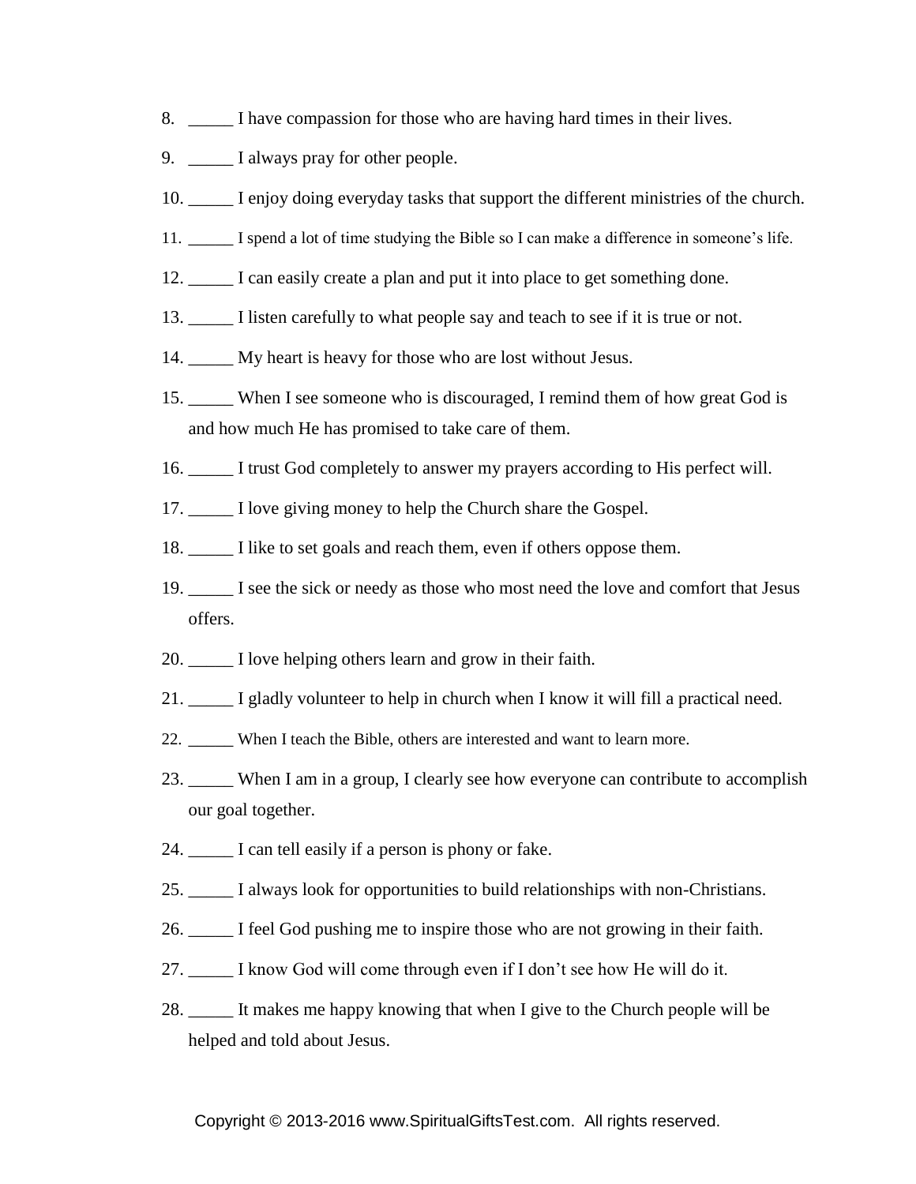8. _____ I have compassion for those who are having hard times in their lives.
9. _____ I always pray for other people.
10. _____ I enjoy doing everyday tasks that support the different ministries of the church.
11. _____ I spend a lot of time studying the Bible so I can make a difference in someone's life.
12. _____ I can easily create a plan and put it into place to get something done.
13. _____ I listen carefully to what people say and teach to see if it is true or not.
14. _____ My heart is heavy for those who are lost without Jesus.
15. _____ When I see someone who is discouraged, I remind them of how great God is and how much He has promised to take care of them.
16. _____ I trust God completely to answer my prayers according to His perfect will.
17. _____ I love giving money to help the Church share the Gospel.
18. _____ I like to set goals and reach them, even if others oppose them.
19. _____ I see the sick or needy as those who most need the love and comfort that Jesus offers.
20. _____ I love helping others learn and grow in their faith.
21. _____ I gladly volunteer to help in church when I know it will fill a practical need.
22. _____ When I teach the Bible, others are interested and want to learn more.
23. _____ When I am in a group, I clearly see how everyone can contribute to accomplish our goal together.
24. _____ I can tell easily if a person is phony or fake.
25. _____ I always look for opportunities to build relationships with non-Christians.
26. _____ I feel God pushing me to inspire those who are not growing in their faith.
27. _____ I know God will come through even if I don't see how He will do it.
28. _____ It makes me happy knowing that when I give to the Church people will be helped and told about Jesus.

Copyright © 2013-2016 www.SpiritualGiftsTest.com. All rights reserved.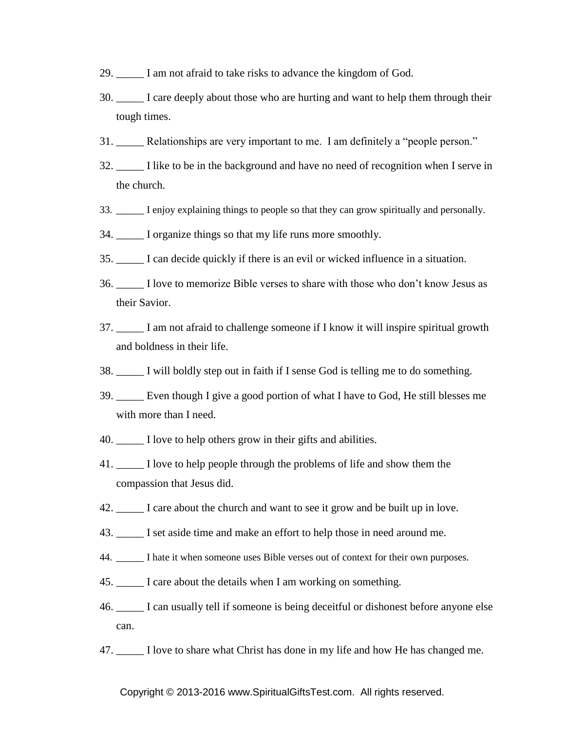29. _____ I am not afraid to take risks to advance the kingdom of God.

30. _____ I care deeply about those who are hurting and want to help them through their tough times.

31. _____ Relationships are very important to me. I am definitely a “people person.”

32. _____ I like to be in the background and have no need of recognition when I serve in the church.

33. _____ I enjoy explaining things to people so that they can grow spiritually and personally.

34. _____ I organize things so that my life runs more smoothly.

35. _____ I can decide quickly if there is an evil or wicked influence in a situation.

36. _____ I love to memorize Bible verses to share with those who don’t know Jesus as their Savior.

37. _____ I am not afraid to challenge someone if I know it will inspire spiritual growth and boldness in their life.

38. _____ I will boldly step out in faith if I sense God is telling me to do something.

39. _____ Even though I give a good portion of what I have to God, He still blesses me with more than I need.

40. _____ I love to help others grow in their gifts and abilities.

41. _____ I love to help people through the problems of life and show them the compassion that Jesus did.

42. _____ I care about the church and want to see it grow and be built up in love.

43. _____ I set aside time and make an effort to help those in need around me.

44. _____ I hate it when someone uses Bible verses out of context for their own purposes.

45. _____ I care about the details when I am working on something.

46. _____ I can usually tell if someone is being deceitful or dishonest before anyone else can.

47. _____ I love to share what Christ has done in my life and how He has changed me.

Copyright © 2013-2016 www.SpiritualGiftsTest.com. All rights reserved.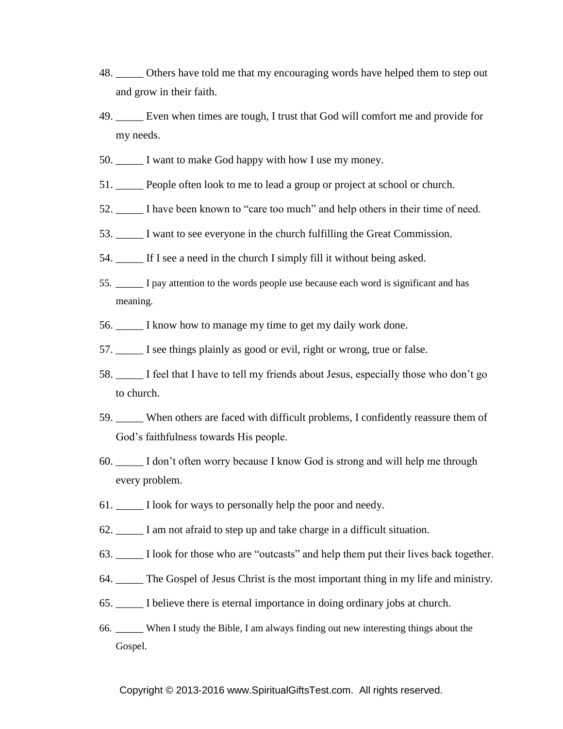48. _____ Others have told me that my encouraging words have helped them to step out and grow in their faith.

49. _____ Even when times are tough, I trust that God will comfort me and provide for my needs.

50. _____ I want to make God happy with how I use my money.

51. _____ People often look to me to lead a group or project at school or church.

52. _____ I have been known to “care too much” and help others in their time of need.

53. _____ I want to see everyone in the church fulfilling the Great Commission.

54. _____ If I see a need in the church I simply fill it without being asked.

55. _____ I pay attention to the words people use because each word is significant and has meaning.

56. _____ I know how to manage my time to get my daily work done.

57. _____ I see things plainly as good or evil, right or wrong, true or false.

58. _____ I feel that I have to tell my friends about Jesus, especially those who don’t go to church.

59. _____ When others are faced with difficult problems, I confidently reassure them of God’s faithfulness towards His people.

60. _____ I don’t often worry because I know God is strong and will help me through every problem.

61. _____ I look for ways to personally help the poor and needy.

62. _____ I am not afraid to step up and take charge in a difficult situation.

63. _____ I look for those who are “outcasts” and help them put their lives back together.

64. _____ The Gospel of Jesus Christ is the most important thing in my life and ministry.

65. _____ I believe there is eternal importance in doing ordinary jobs at church.

66. _____ When I study the Bible, I am always finding out new interesting things about the Gospel.

Copyright © 2013-2016 www.SpiritualGiftsTest.com. All rights reserved.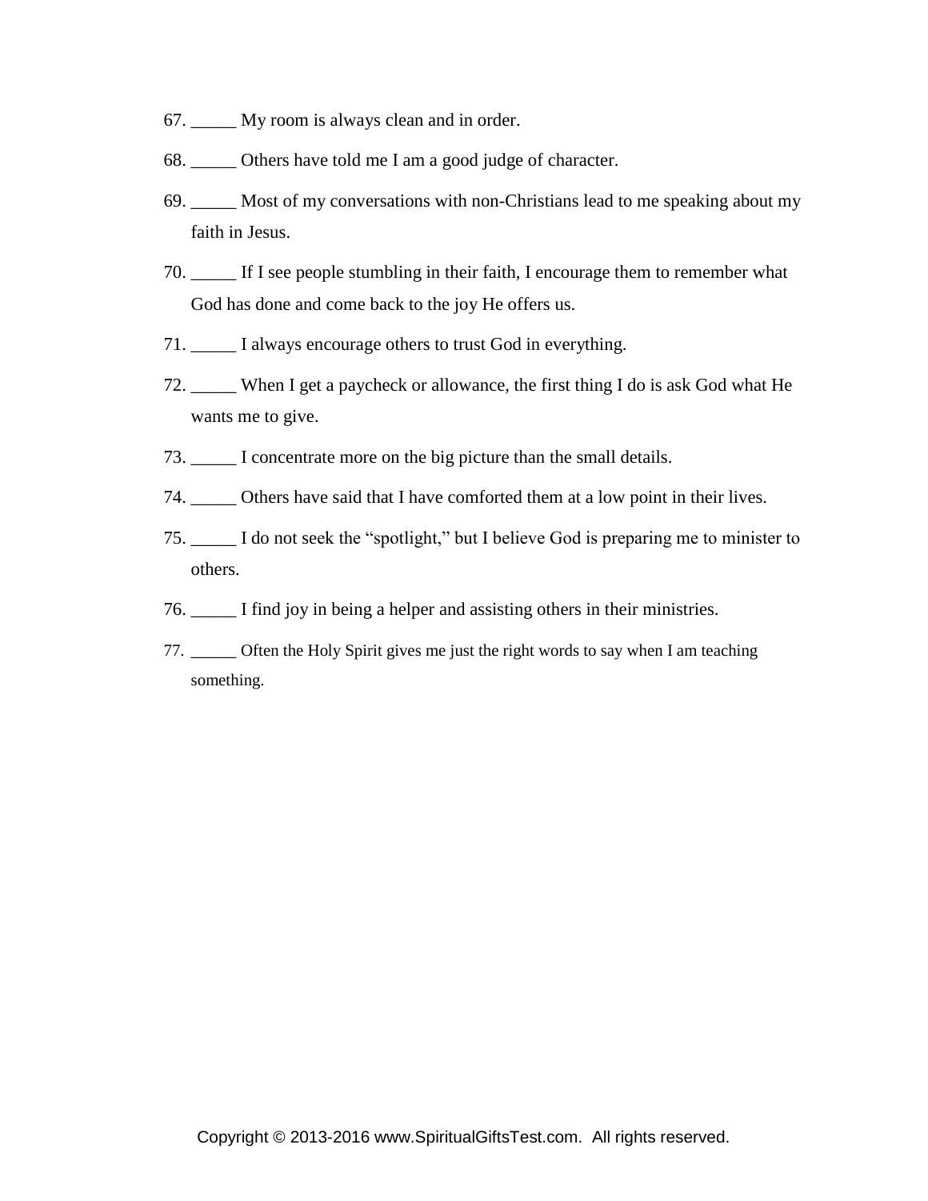67. _____ My room is always clean and in order.

68. _____ Others have told me I am a good judge of character.

69. _____ Most of my conversations with non-Christians lead to me speaking about my faith in Jesus.

70. _____ If I see people stumbling in their faith, I encourage them to remember what God has done and come back to the joy He offers us.

71. _____ I always encourage others to trust God in everything.

72. _____ When I get a paycheck or allowance, the first thing I do is ask God what He wants me to give.

73. _____ I concentrate more on the big picture than the small details.

74. _____ Others have said that I have comforted them at a low point in their lives.

75. _____ I do not seek the "spotlight," but I believe God is preparing me to minister to others.

76. _____ I find joy in being a helper and assisting others in their ministries.

77. _____ Often the Holy Spirit gives me just the right words to say when I am teaching something.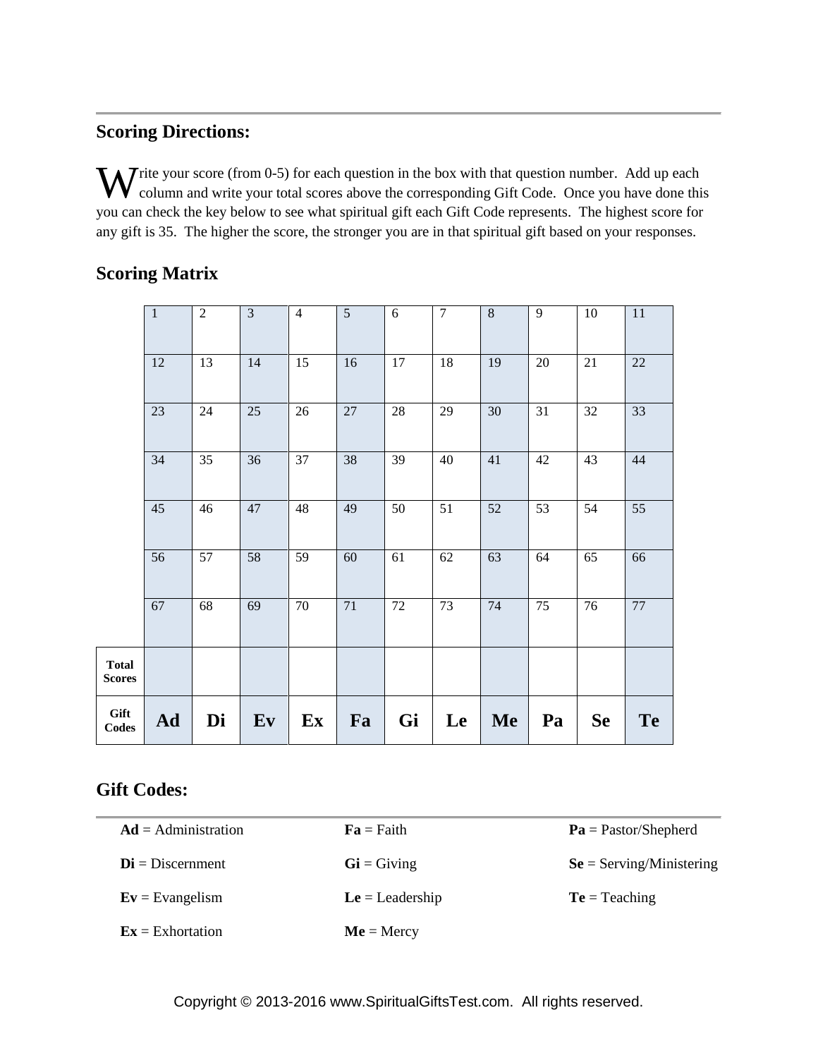## Scoring Directions:

Write your score (from 0-5) for each question in the box with that question number. Add up each column and write your total scores above the corresponding Gift Code. Once you have done this you can check the key below to see what spiritual gift each Gift Code represents. The highest score for any gift is 35. The higher the score, the stronger you are in that spiritual gift based on your responses.

## Scoring Matrix

| | | | | | | | | | | | |
|---|---|---|---|---|---|---|---|---|---|---|---|
| | 1 | 2 | 3 | 4 | 5 | 6 | 7 | 8 | 9 | 10 | 11 |
| | 12 | 13 | 14 | 15 | 16 | 17 | 18 | 19 | 20 | 21 | 22 |
| | 23 | 24 | 25 | 26 | 27 | 28 | 29 | 30 | 31 | 32 | 33 |
| | 34 | 35 | 36 | 37 | 38 | 39 | 40 | 41 | 42 | 43 | 44 |
| | 45 | 46 | 47 | 48 | 49 | 50 | 51 | 52 | 53 | 54 | 55 |
| | 56 | 57 | 58 | 59 | 60 | 61 | 62 | 63 | 64 | 65 | 66 |
| | 67 | 68 | 69 | 70 | 71 | 72 | 73 | 74 | 75 | 76 | 77 |
| **Total Scores** | | | | | | | | | | | |
| **Gift Codes** | **Ad** | **Di** | **Ev** | **Ex** | **Fa** | **Gi** | **Le** | **Me** | **Pa** | **Se** | **Te** |

## Gift Codes:

**Ad** = Administration

**Di** = Discernment

**Ev** = Evangelism

**Ex** = Exhortation

**Fa** = Faith

**Gi** = Giving

**Le** = Leadership

**Me** = Mercy

**Pa** = Pastor/Shepherd

**Se** = Serving/Ministering

**Te** = Teaching

Copyright © 2013-2016 www.SpiritualGiftsTest.com. All rights reserved.